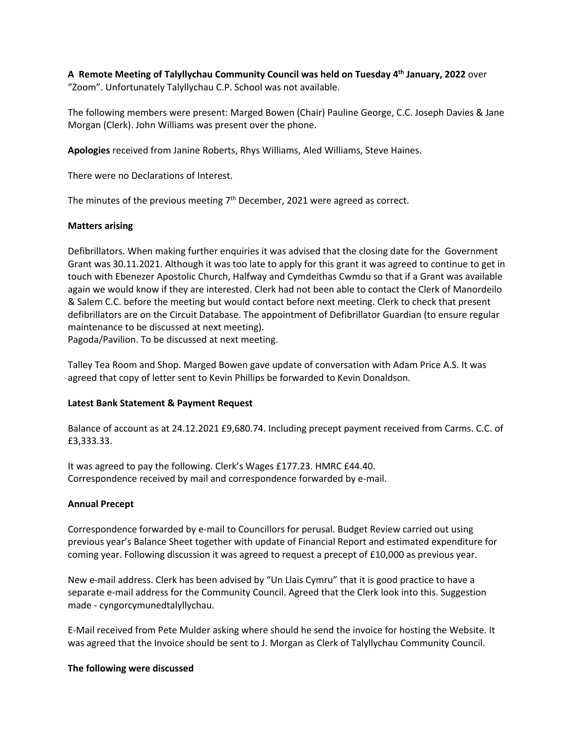**A Remote Meeting of Talyllychau Community Council was held on Tuesday 4th January, 2022** over "Zoom". Unfortunately Talyllychau C.P. School was not available.

The following members were present: Marged Bowen (Chair) Pauline George, C.C. Joseph Davies & Jane Morgan (Clerk). John Williams was present over the phone.

**Apologies** received from Janine Roberts, Rhys Williams, Aled Williams, Steve Haines.

There were no Declarations of Interest.

The minutes of the previous meeting 7th December, 2021 were agreed as correct.

**Matters arising**

Defibrillators. When making further enquiries it was advised that the closing date for the Government Grant was 30.11.2021. Although it was too late to apply for this grant it was agreed to continue to get in touch with Ebenezer Apostolic Church, Halfway and Cymdeithas Cwmdu so that if a Grant was available again we would know if they are interested. Clerk had not been able to contact the Clerk of Manordeilo & Salem C.C. before the meeting but would contact before next meeting. Clerk to check that present defibrillators are on the Circuit Database. The appointment of Defibrillator Guardian (to ensure regular maintenance to be discussed at next meeting).
Pagoda/Pavilion. To be discussed at next meeting.

Talley Tea Room and Shop. Marged Bowen gave update of conversation with Adam Price A.S. It was agreed that copy of letter sent to Kevin Phillips be forwarded to Kevin Donaldson.

**Latest Bank Statement & Payment Request**

Balance of account as at 24.12.2021 £9,680.74. Including precept payment received from Carms. C.C. of £3,333.33.

It was agreed to pay the following. Clerk's Wages £177.23. HMRC £44.40.
Correspondence received by mail and correspondence forwarded by e-mail.

**Annual Precept**

Correspondence forwarded by e-mail to Councillors for perusal. Budget Review carried out using previous year's Balance Sheet together with update of Financial Report and estimated expenditure for coming year. Following discussion it was agreed to request a precept of £10,000 as previous year.

New e-mail address. Clerk has been advised by "Un Llais Cymru" that it is good practice to have a separate e-mail address for the Community Council. Agreed that the Clerk look into this. Suggestion made - cyngorcymunedtalyllychau.

E-Mail received from Pete Mulder asking where should he send the invoice for hosting the Website. It was agreed that the Invoice should be sent to J. Morgan as Clerk of Talyllychau Community Council.

**The following were discussed**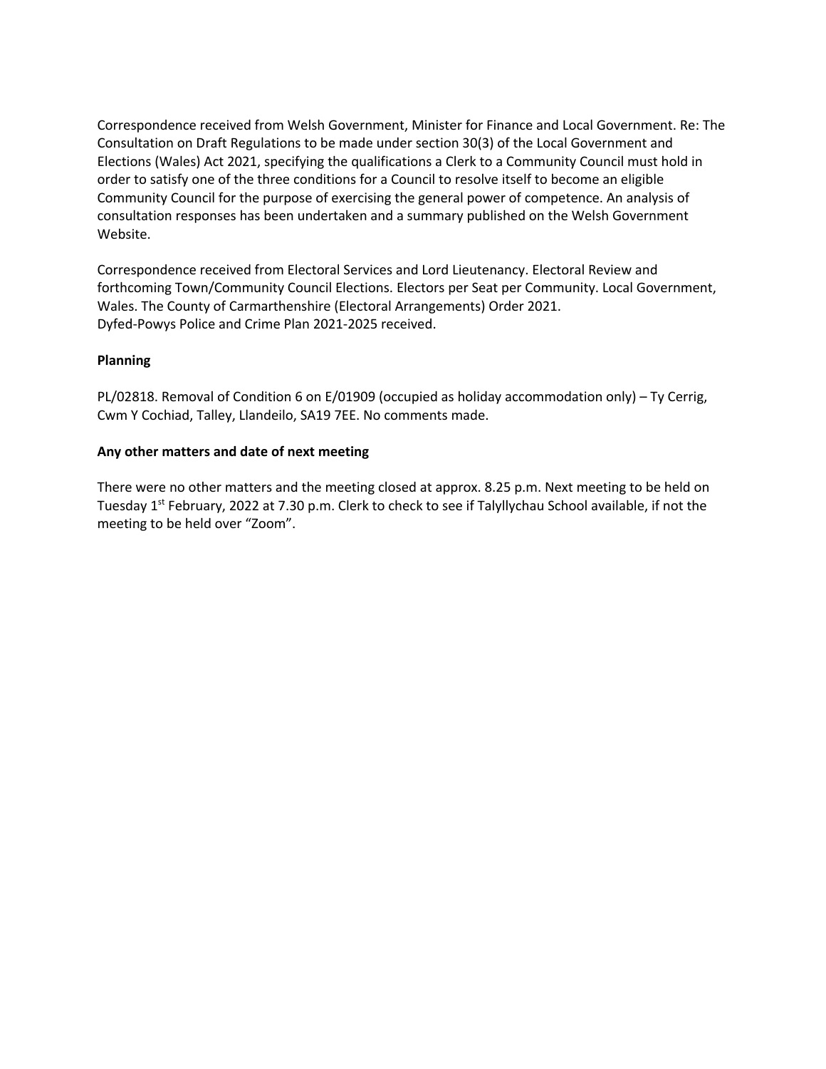Correspondence received from Welsh Government, Minister for Finance and Local Government. Re: The Consultation on Draft Regulations to be made under section 30(3) of the Local Government and Elections (Wales) Act 2021, specifying the qualifications a Clerk to a Community Council must hold in order to satisfy one of the three conditions for a Council to resolve itself to become an eligible Community Council for the purpose of exercising the general power of competence. An analysis of consultation responses has been undertaken and a summary published on the Welsh Government Website.

Correspondence received from Electoral Services and Lord Lieutenancy. Electoral Review and forthcoming Town/Community Council Elections. Electors per Seat per Community. Local Government, Wales. The County of Carmarthenshire (Electoral Arrangements) Order 2021.
Dyfed-Powys Police and Crime Plan 2021-2025 received.

**Planning**

PL/02818. Removal of Condition 6 on E/01909 (occupied as holiday accommodation only) – Ty Cerrig, Cwm Y Cochiad, Talley, Llandeilo, SA19 7EE. No comments made.

**Any other matters and date of next meeting**

There were no other matters and the meeting closed at approx. 8.25 p.m. Next meeting to be held on Tuesday 1st February, 2022 at 7.30 p.m. Clerk to check to see if Talyllychau School available, if not the meeting to be held over "Zoom".